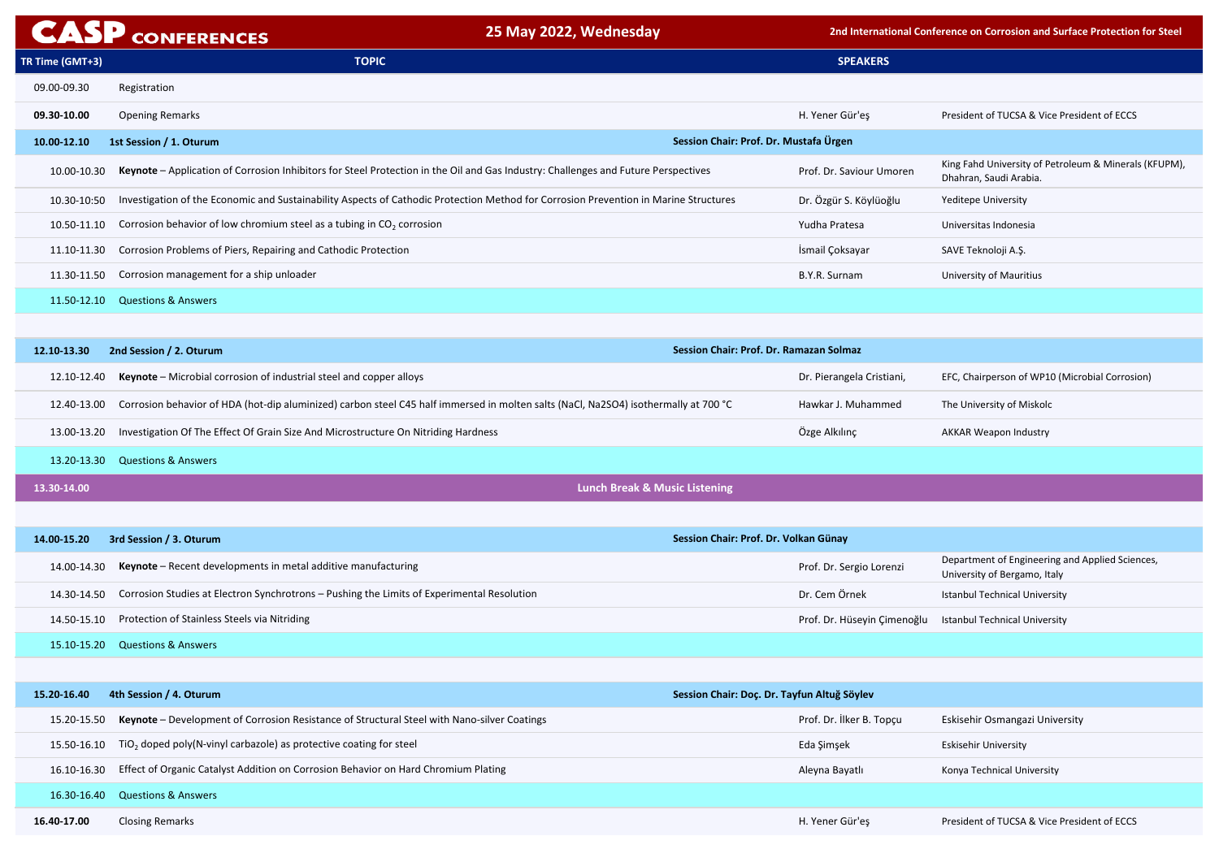# CASP CONFERENCES

## 25 May 2022, Wednesday

**2nd International Conference on Corrosion and Surface Protection for Steel**

| TR Time (GMT+3) | TOPIC | SPEAKERS | |
|---|---|---|---|
| 09.00-09.30 | Registration | | |
| **09.30-10.00** | Opening Remarks | H. Yener Gür'eş | President of TUCSA & Vice President of ECCS |
| **10.00-12.10** | **1st Session / 1. Oturum** | **Session Chair: Prof. Dr. Mustafa Ürgen** | |
| 10.00-10.30 | **Keynote** – Application of Corrosion Inhibitors for Steel Protection in the Oil and Gas Industry: Challenges and Future Perspectives | Prof. Dr. Saviour Umoren | King Fahd University of Petroleum & Minerals (KFUPM), Dhahran, Saudi Arabia. |
| 10.30-10:50 | Investigation of the Economic and Sustainability Aspects of Cathodic Protection Method for Corrosion Prevention in Marine Structures | Dr. Özgür S. Köylüoğlu | Yeditepe University |
| 10.50-11.10 | Corrosion behavior of low chromium steel as a tubing in $CO_2$ corrosion | Yudha Pratesa | Universitas Indonesia |
| 11.10-11.30 | Corrosion Problems of Piers, Repairing and Cathodic Protection | İsmail Çoksayar | SAVE Teknoloji A.Ş. |
| 11.30-11.50 | Corrosion management for a ship unloader | B.Y.R. Surnam | University of Mauritius |
| 11.50-12.10 | Questions & Answers | | |
| **12.10-13.30** | **2nd Session / 2. Oturum** | **Session Chair: Prof. Dr. Ramazan Solmaz** | |
| 12.10-12.40 | **Keynote** – Microbial corrosion of industrial steel and copper alloys | Dr. Pierangela Cristiani, | EFC, Chairperson of WP10 (Microbial Corrosion) |
| 12.40-13.00 | Corrosion behavior of HDA (hot-dip aluminized) carbon steel C45 half immersed in molten salts (NaCl, Na2SO4) isothermally at 700 °C | Hawkar J. Muhammed | The University of Miskolc |
| 13.00-13.20 | Investigation Of The Effect Of Grain Size And Microstructure On Nitriding Hardness | Özge Alkılınç | AKKAR Weapon Industry |
| 13.20-13.30 | Questions & Answers | | |
| **13.30-14.00** | **Lunch Break & Music Listening** | | |
| **14.00-15.20** | **3rd Session / 3. Oturum** | **Session Chair: Prof. Dr. Volkan Günay** | |
| 14.00-14.30 | **Keynote** – Recent developments in metal additive manufacturing | Prof. Dr. Sergio Lorenzi | Department of Engineering and Applied Sciences, University of Bergamo, Italy |
| 14.30-14.50 | Corrosion Studies at Electron Synchrotrons – Pushing the Limits of Experimental Resolution | Dr. Cem Örnek | Istanbul Technical University |
| 14.50-15.10 | Protection of Stainless Steels via Nitriding | Prof. Dr. Hüseyin Çimenoğlu | Istanbul Technical University |
| 15.10-15.20 | Questions & Answers | | |
| **15.20-16.40** | **4th Session / 4. Oturum** | **Session Chair: Doç. Dr. Tayfun Altuğ Söylev** | |
| 15.20-15.50 | **Keynote** – Development of Corrosion Resistance of Structural Steel with Nano-silver Coatings | Prof. Dr. İlker B. Topçu | Eskisehir Osmangazi University |
| 15.50-16.10 | $TiO_2$ doped poly(N-vinyl carbazole) as protective coating for steel | Eda Şimşek | Eskisehir University |
| 16.10-16.30 | Effect of Organic Catalyst Addition on Corrosion Behavior on Hard Chromium Plating | Aleyna Bayatlı | Konya Technical University |
| 16.30-16.40 | Questions & Answers | | |
| **16.40-17.00** | Closing Remarks | H. Yener Gür'eş | President of TUCSA & Vice President of ECCS |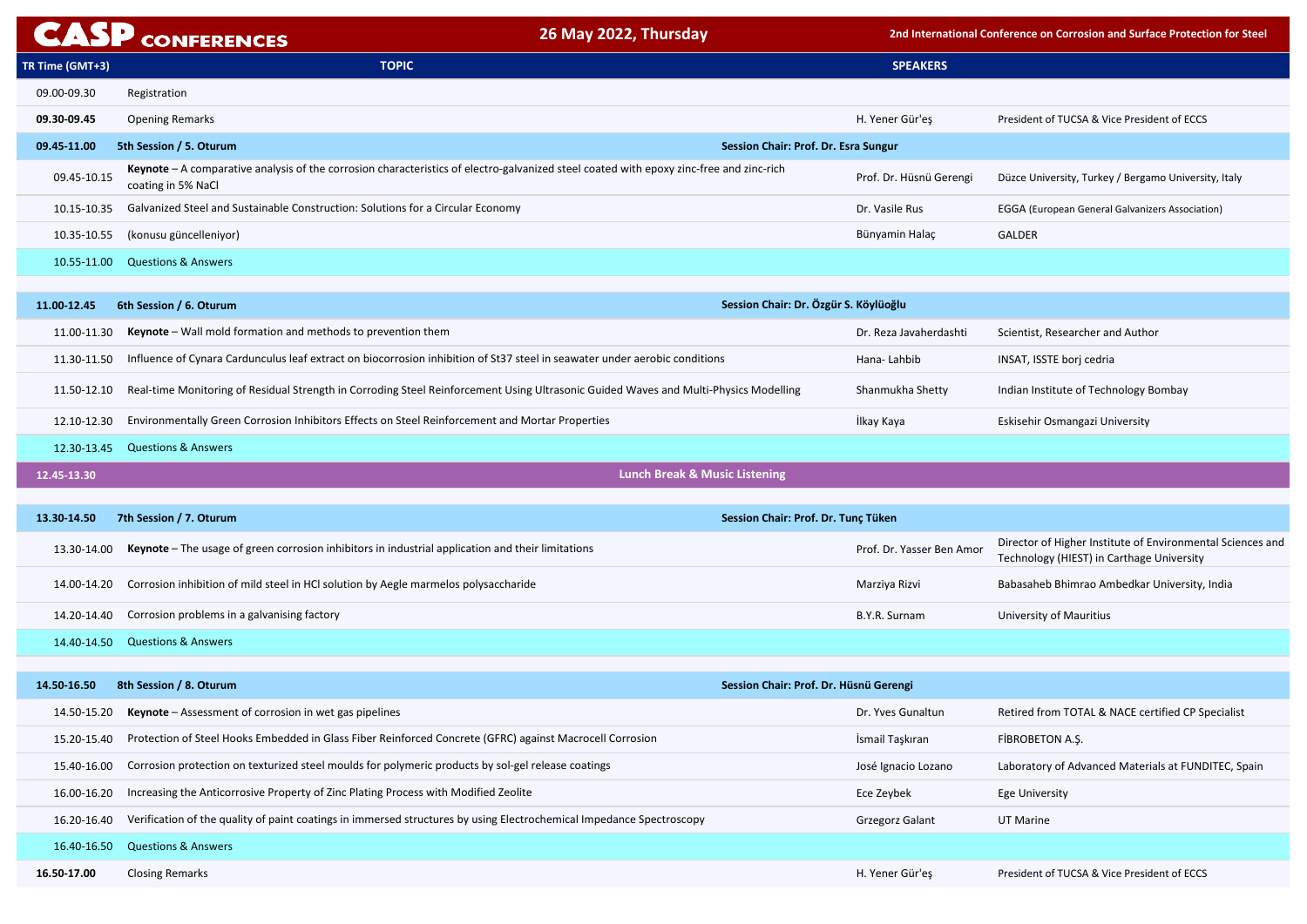# CASP CONFERENCES

**26 May 2022, Thursday**

**2nd International Conference on Corrosion and Surface Protection for Steel**

| TR Time (GMT+3) | TOPIC | SPEAKERS | |
|---|---|---|---|
| 09.00-09.30 | Registration | | |
| **09.30-09.45** | Opening Remarks | H. Yener Gür'eş | President of TUCSA & Vice President of ECCS |
| **09.45-11.00** | **5th Session / 5. Oturum** | **Session Chair: Prof. Dr. Esra Sungur** | |
| 09.45-10.15 | **Keynote** – A comparative analysis of the corrosion characteristics of electro-galvanized steel coated with epoxy zinc-free and zinc-rich coating in 5% NaCl | Prof. Dr. Hüsnü Gerengi | Düzce University, Turkey / Bergamo University, Italy |
| 10.15-10.35 | Galvanized Steel and Sustainable Construction: Solutions for a Circular Economy | Dr. Vasile Rus | EGGA (European General Galvanizers Association) |
| 10.35-10.55 | (konusu güncelleniyor) | Bünyamin Halaç | GALDER |
| 10.55-11.00 | Questions & Answers | | |
| **11.00-12.45** | **6th Session / 6. Oturum** | **Session Chair: Dr. Özgür S. Köylüoğlu** | |
| 11.00-11.30 | **Keynote** – Wall mold formation and methods to prevention them | Dr. Reza Javaherdashti | Scientist, Researcher and Author |
| 11.30-11.50 | Influence of Cynara Cardunculus leaf extract on biocorrosion inhibition of St37 steel in seawater under aerobic conditions | Hana- Lahbib | INSAT, ISSTE borj cedria |
| 11.50-12.10 | Real-time Monitoring of Residual Strength in Corroding Steel Reinforcement Using Ultrasonic Guided Waves and Multi-Physics Modelling | Shanmukha Shetty | Indian Institute of Technology Bombay |
| 12.10-12.30 | Environmentally Green Corrosion Inhibitors Effects on Steel Reinforcement and Mortar Properties | İlkay Kaya | Eskisehir Osmangazi University |
| 12.30-13.45 | Questions & Answers | | |
| **12.45-13.30** | **Lunch Break & Music Listening** | | |
| **13.30-14.50** | **7th Session / 7. Oturum** | **Session Chair: Prof. Dr. Tunç Tüken** | |
| 13.30-14.00 | **Keynote** – The usage of green corrosion inhibitors in industrial application and their limitations | Prof. Dr. Yasser Ben Amor | Director of Higher Institute of Environmental Sciences and Technology (HIEST) in Carthage University |
| 14.00-14.20 | Corrosion inhibition of mild steel in HCl solution by Aegle marmelos polysaccharide | Marziya Rizvi | Babasaheb Bhimrao Ambedkar University, India |
| 14.20-14.40 | Corrosion problems in a galvanising factory | B.Y.R. Surnam | University of Mauritius |
| 14.40-14.50 | Questions & Answers | | |
| **14.50-16.50** | **8th Session / 8. Oturum** | **Session Chair: Prof. Dr. Hüsnü Gerengi** | |
| 14.50-15.20 | **Keynote** – Assessment of corrosion in wet gas pipelines | Dr. Yves Gunaltun | Retired from TOTAL & NACE certified CP Specialist |
| 15.20-15.40 | Protection of Steel Hooks Embedded in Glass Fiber Reinforced Concrete (GFRC) against Macrocell Corrosion | İsmail Taşkıran | FİBROBETON A.Ş. |
| 15.40-16.00 | Corrosion protection on texturized steel moulds for polymeric products by sol-gel release coatings | José Ignacio Lozano | Laboratory of Advanced Materials at FUNDITEC, Spain |
| 16.00-16.20 | Increasing the Anticorrosive Property of Zinc Plating Process with Modified Zeolite | Ece Zeybek | Ege University |
| 16.20-16.40 | Verification of the quality of paint coatings in immersed structures by using Electrochemical Impedance Spectroscopy | Grzegorz Galant | UT Marine |
| 16.40-16.50 | Questions & Answers | | |
| **16.50-17.00** | Closing Remarks | H. Yener Gür'eş | President of TUCSA & Vice President of ECCS |